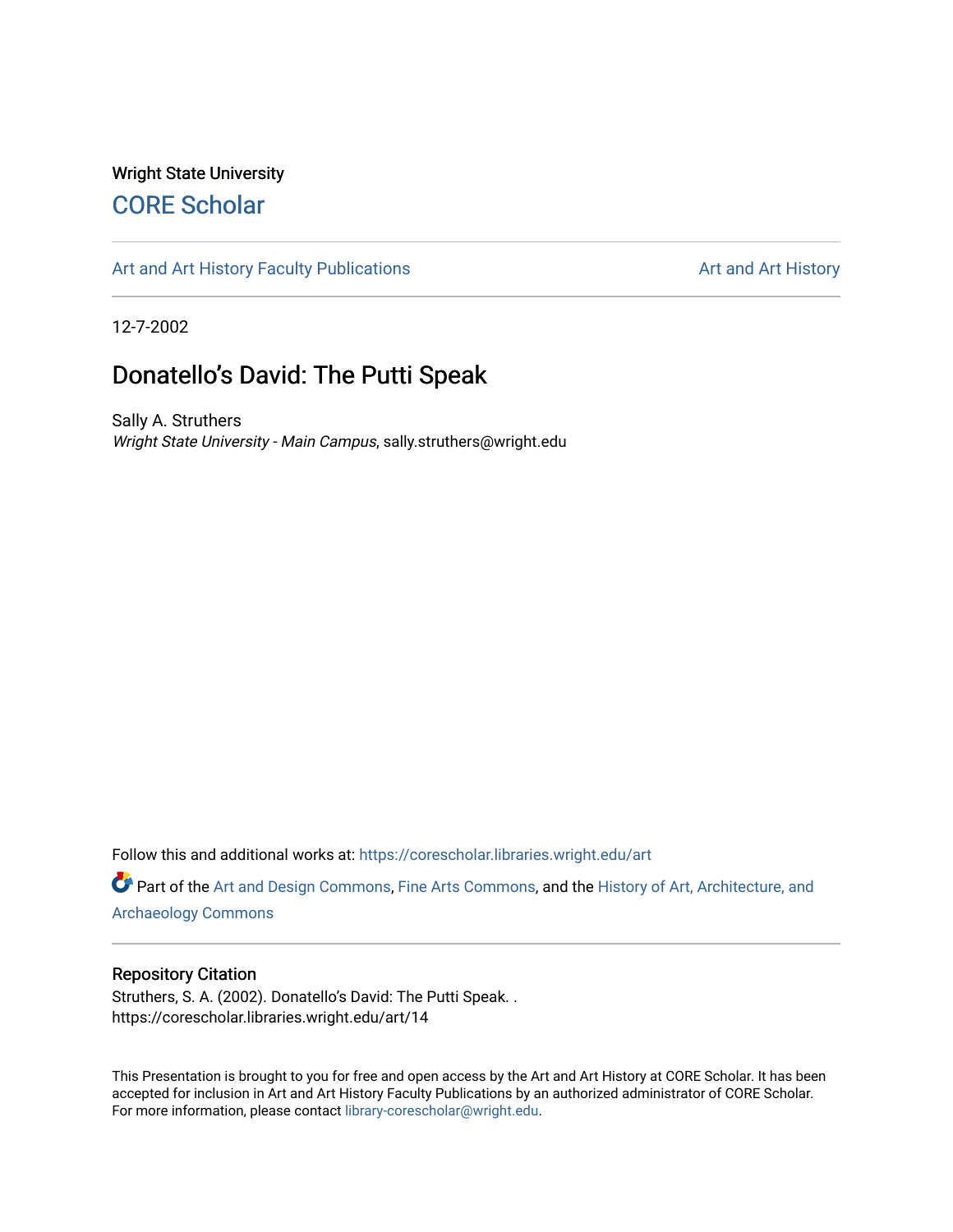Wright State University

## CORE Scholar

Art and Art History Faculty Publications

Art and Art History

12-7-2002

# Donatello's David: The Putti Speak

Sally A. Struthers

*Wright State University - Main Campus*, sally.struthers@wright.edu

Follow this and additional works at: https://corescholar.libraries.wright.edu/art

Part of the Art and Design Commons, Fine Arts Commons, and the History of Art, Architecture, and Archaeology Commons

### Repository Citation

Struthers, S. A. (2002). Donatello's David: The Putti Speak. .
https://corescholar.libraries.wright.edu/art/14

This Presentation is brought to you for free and open access by the Art and Art History at CORE Scholar. It has been accepted for inclusion in Art and Art History Faculty Publications by an authorized administrator of CORE Scholar. For more information, please contact library-corescholar@wright.edu.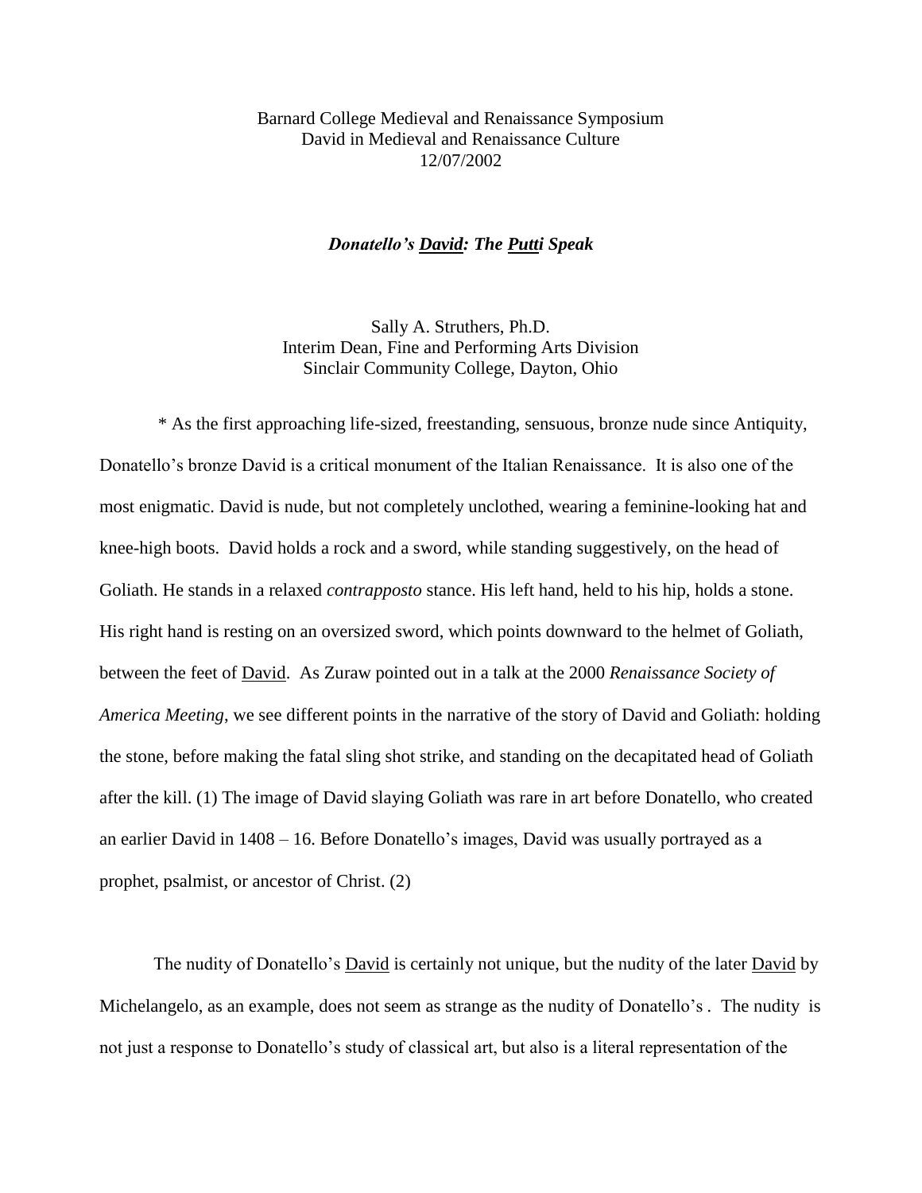Barnard College Medieval and Renaissance Symposium
David in Medieval and Renaissance Culture
12/07/2002

## ***Donatello's David: The Putti Speak***

Sally A. Struthers, Ph.D.
Interim Dean, Fine and Performing Arts Division
Sinclair Community College, Dayton, Ohio

* As the first approaching life-sized, freestanding, sensuous, bronze nude since Antiquity, Donatello's bronze David is a critical monument of the Italian Renaissance. It is also one of the most enigmatic. David is nude, but not completely unclothed, wearing a feminine-looking hat and knee-high boots. David holds a rock and a sword, while standing suggestively, on the head of Goliath. He stands in a relaxed *contrapposto* stance. His left hand, held to his hip, holds a stone. His right hand is resting on an oversized sword, which points downward to the helmet of Goliath, between the feet of David. As Zuraw pointed out in a talk at the 2000 *Renaissance Society of America Meeting*, we see different points in the narrative of the story of David and Goliath: holding the stone, before making the fatal sling shot strike, and standing on the decapitated head of Goliath after the kill. (1) The image of David slaying Goliath was rare in art before Donatello, who created an earlier David in 1408 – 16. Before Donatello's images, David was usually portrayed as a prophet, psalmist, or ancestor of Christ. (2)

The nudity of Donatello's David is certainly not unique, but the nudity of the later David by Michelangelo, as an example, does not seem as strange as the nudity of Donatello's . The nudity is not just a response to Donatello's study of classical art, but also is a literal representation of the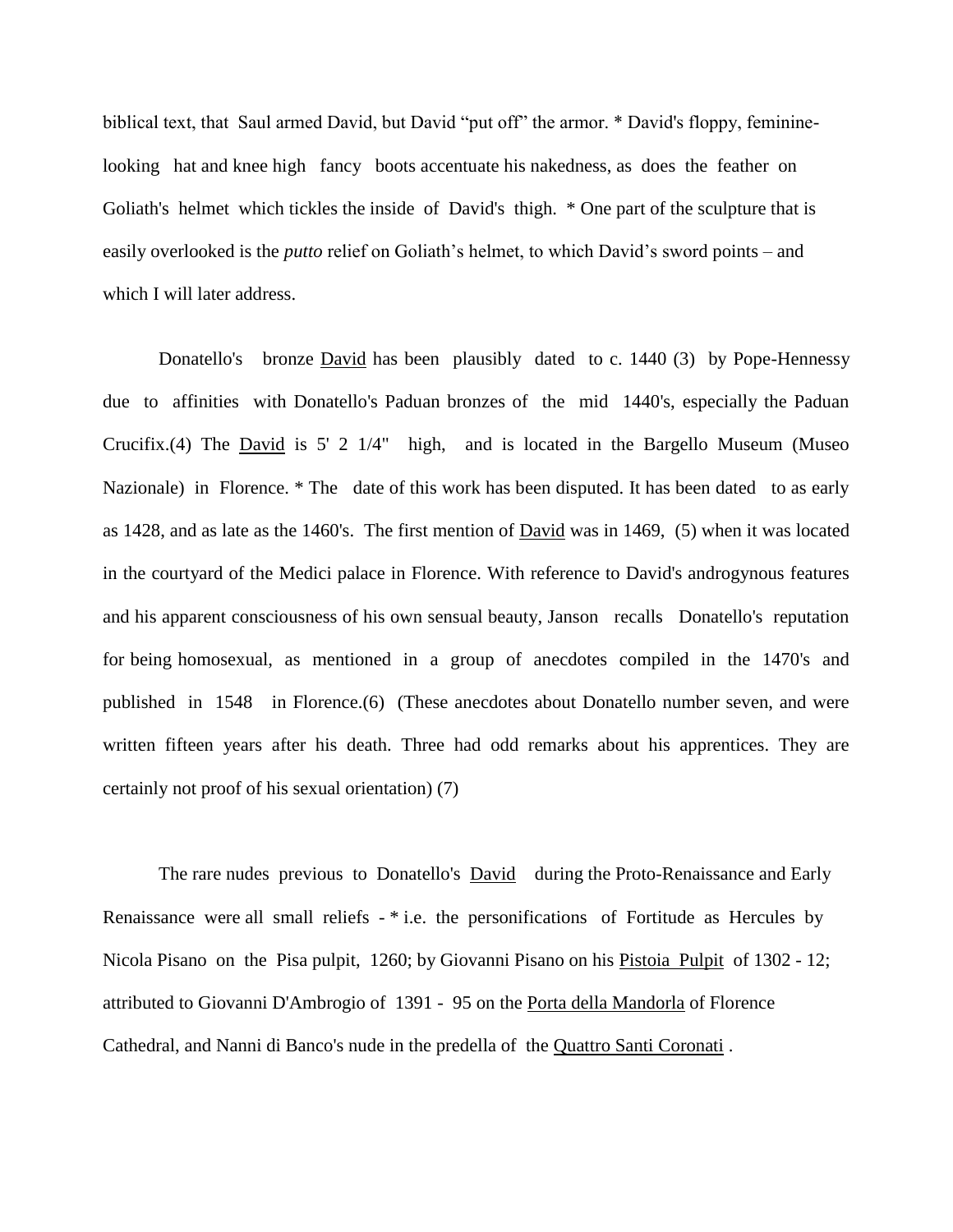biblical text, that Saul armed David, but David "put off" the armor. * David's floppy, feminine-looking hat and knee high fancy boots accentuate his nakedness, as does the feather on Goliath's helmet which tickles the inside of David's thigh. * One part of the sculpture that is easily overlooked is the *putto* relief on Goliath's helmet, to which David's sword points – and which I will later address.

Donatello's bronze <u>David</u> has been plausibly dated to c. 1440 (3) by Pope-Hennessy due to affinities with Donatello's Paduan bronzes of the mid 1440's, especially the Paduan Crucifix.(4) The <u>David</u> is 5' 2 1/4" high, and is located in the Bargello Museum (Museo Nazionale) in Florence. * The date of this work has been disputed. It has been dated to as early as 1428, and as late as the 1460's. The first mention of <u>David</u> was in 1469, (5) when it was located in the courtyard of the Medici palace in Florence. With reference to David's androgynous features and his apparent consciousness of his own sensual beauty, Janson recalls Donatello's reputation for being homosexual, as mentioned in a group of anecdotes compiled in the 1470's and published in 1548 in Florence.(6) (These anecdotes about Donatello number seven, and were written fifteen years after his death. Three had odd remarks about his apprentices. They are certainly not proof of his sexual orientation) (7)

The rare nudes previous to Donatello's <u>David</u> during the Proto-Renaissance and Early Renaissance were all small reliefs - * i.e. the personifications of Fortitude as Hercules by Nicola Pisano on the Pisa pulpit, 1260; by Giovanni Pisano on his <u>Pistoia Pulpit</u> of 1302 - 12; attributed to Giovanni D'Ambrogio of 1391 - 95 on the <u>Porta della Mandorla</u> of Florence Cathedral, and Nanni di Banco's nude in the predella of the <u>Quattro Santi Coronati</u> .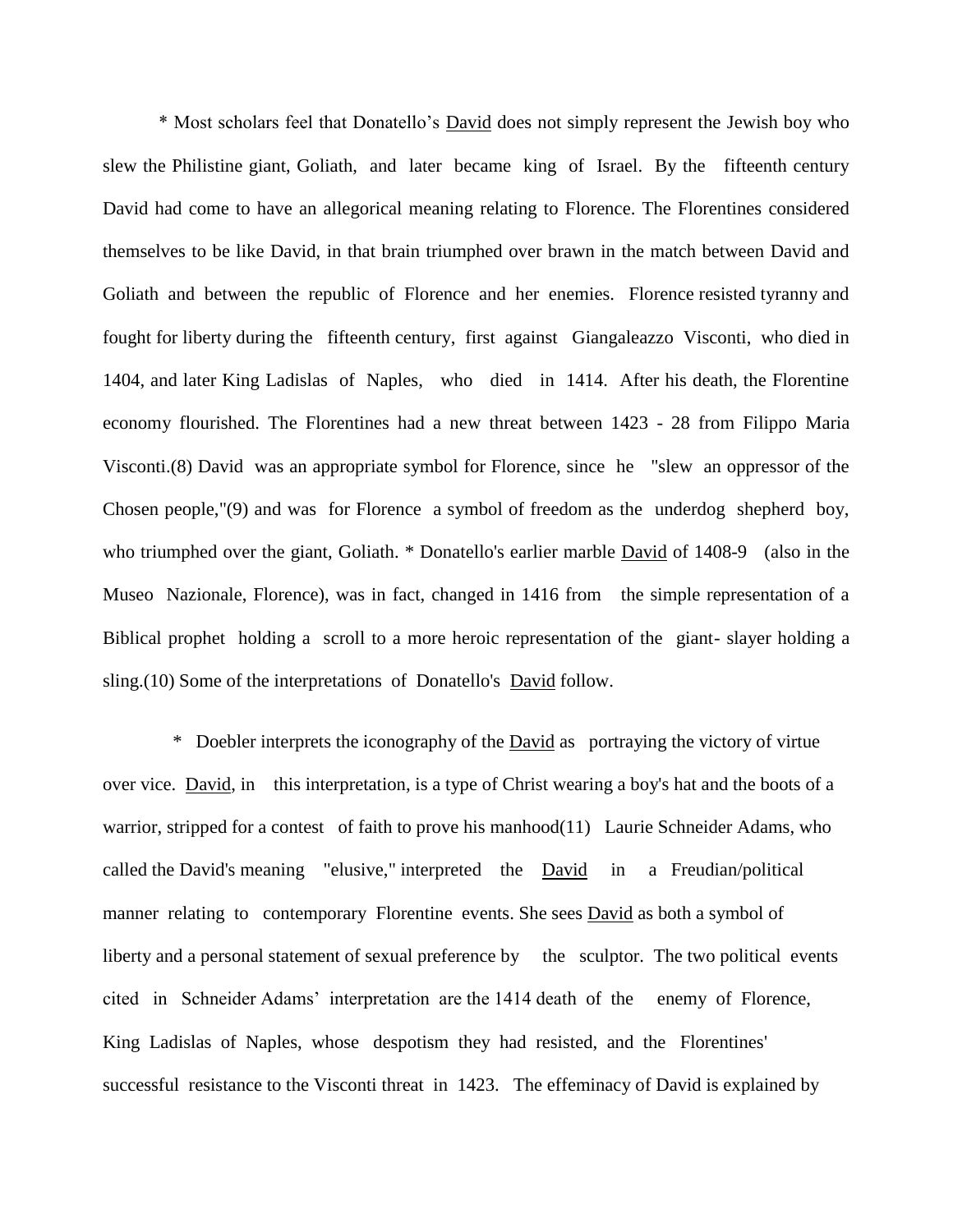* Most scholars feel that Donatello's David does not simply represent the Jewish boy who slew the Philistine giant, Goliath, and later became king of Israel. By the fifteenth century David had come to have an allegorical meaning relating to Florence. The Florentines considered themselves to be like David, in that brain triumphed over brawn in the match between David and Goliath and between the republic of Florence and her enemies. Florence resisted tyranny and fought for liberty during the fifteenth century, first against Giangaleazzo Visconti, who died in 1404, and later King Ladislas of Naples, who died in 1414. After his death, the Florentine economy flourished. The Florentines had a new threat between 1423 - 28 from Filippo Maria Visconti.(8) David was an appropriate symbol for Florence, since he "slew an oppressor of the Chosen people,"(9) and was for Florence a symbol of freedom as the underdog shepherd boy, who triumphed over the giant, Goliath. * Donatello's earlier marble David of 1408-9 (also in the Museo Nazionale, Florence), was in fact, changed in 1416 from the simple representation of a Biblical prophet holding a scroll to a more heroic representation of the giant- slayer holding a sling.(10) Some of the interpretations of Donatello's David follow.

* Doebler interprets the iconography of the David as portraying the victory of virtue over vice. David, in this interpretation, is a type of Christ wearing a boy's hat and the boots of a warrior, stripped for a contest of faith to prove his manhood(11) Laurie Schneider Adams, who called the David's meaning "elusive," interpreted the David in a Freudian/political manner relating to contemporary Florentine events. She sees David as both a symbol of liberty and a personal statement of sexual preference by the sculptor. The two political events cited in Schneider Adams' interpretation are the 1414 death of the enemy of Florence, King Ladislas of Naples, whose despotism they had resisted, and the Florentines' successful resistance to the Visconti threat in 1423. The effeminacy of David is explained by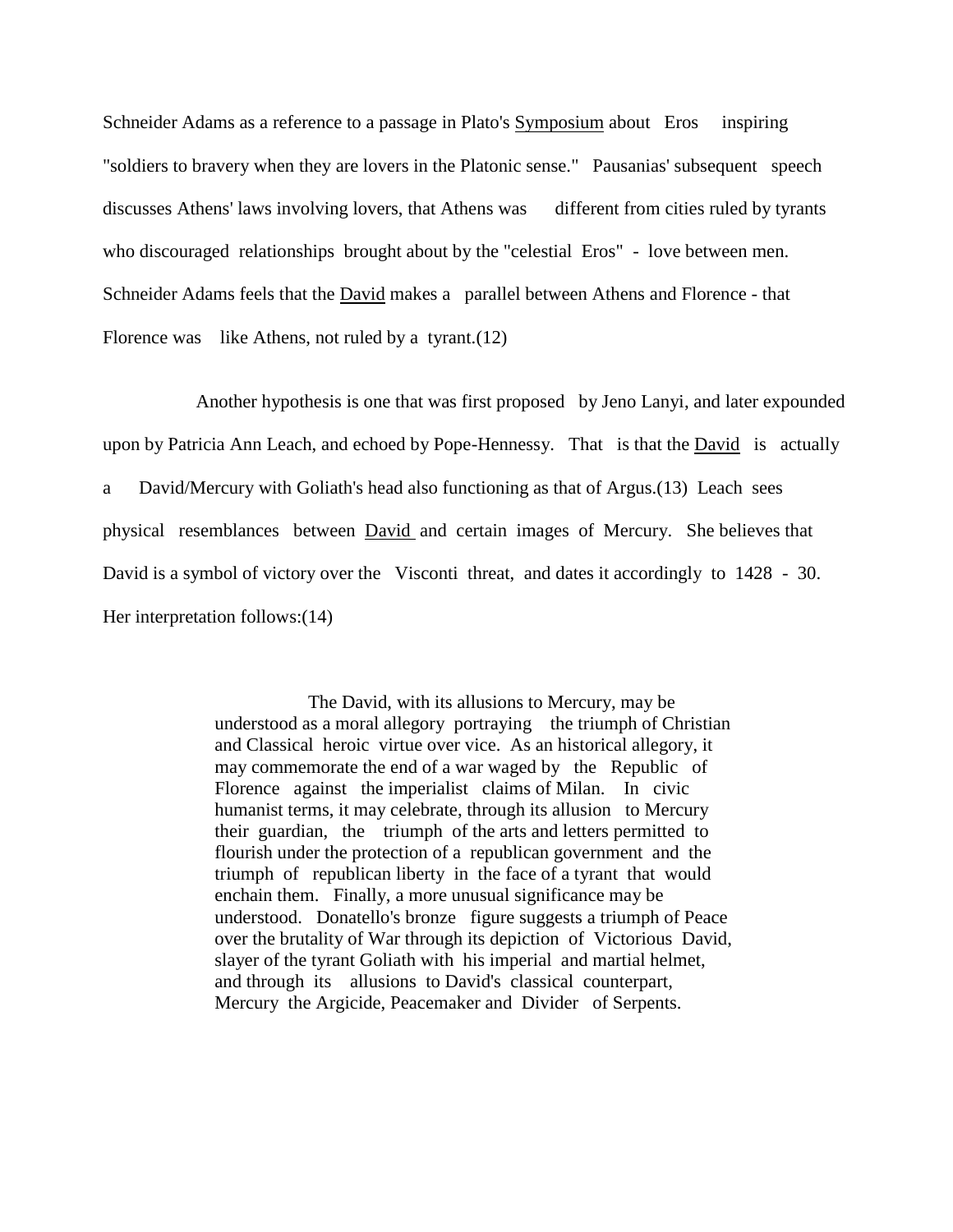Schneider Adams as a reference to a passage in Plato's Symposium about Eros inspiring "soldiers to bravery when they are lovers in the Platonic sense." Pausanias' subsequent speech discusses Athens' laws involving lovers, that Athens was different from cities ruled by tyrants who discouraged relationships brought about by the "celestial Eros" - love between men. Schneider Adams feels that the David makes a parallel between Athens and Florence - that Florence was like Athens, not ruled by a tyrant.(12)

Another hypothesis is one that was first proposed by Jeno Lanyi, and later expounded upon by Patricia Ann Leach, and echoed by Pope-Hennessy. That is that the David is actually a David/Mercury with Goliath's head also functioning as that of Argus.(13) Leach sees physical resemblances between David and certain images of Mercury. She believes that David is a symbol of victory over the Visconti threat, and dates it accordingly to 1428 - 30. Her interpretation follows:(14)

> The David, with its allusions to Mercury, may be understood as a moral allegory portraying the triumph of Christian and Classical heroic virtue over vice. As an historical allegory, it may commemorate the end of a war waged by the Republic of Florence against the imperialist claims of Milan. In civic humanist terms, it may celebrate, through its allusion to Mercury their guardian, the triumph of the arts and letters permitted to flourish under the protection of a republican government and the triumph of republican liberty in the face of a tyrant that would enchain them. Finally, a more unusual significance may be understood. Donatello's bronze figure suggests a triumph of Peace over the brutality of War through its depiction of Victorious David, slayer of the tyrant Goliath with his imperial and martial helmet, and through its allusions to David's classical counterpart, Mercury the Argicide, Peacemaker and Divider of Serpents.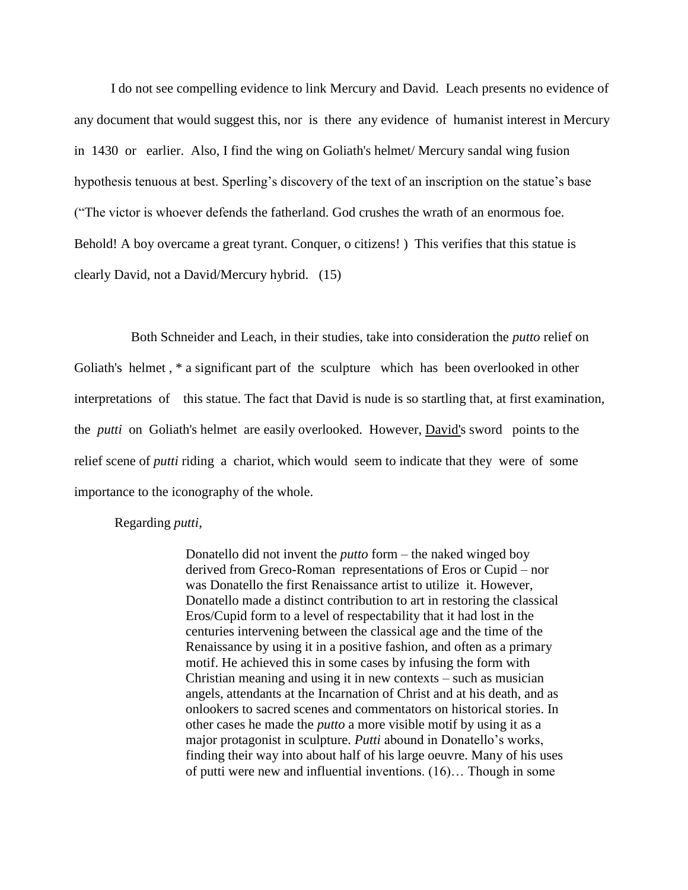I do not see compelling evidence to link Mercury and David. Leach presents no evidence of any document that would suggest this, nor is there any evidence of humanist interest in Mercury in 1430 or earlier. Also, I find the wing on Goliath's helmet/ Mercury sandal wing fusion hypothesis tenuous at best. Sperling's discovery of the text of an inscription on the statue's base ("The victor is whoever defends the fatherland. God crushes the wrath of an enormous foe. Behold! A boy overcame a great tyrant. Conquer, o citizens! ) This verifies that this statue is clearly David, not a David/Mercury hybrid. (15)

Both Schneider and Leach, in their studies, take into consideration the *putto* relief on Goliath's helmet , * a significant part of the sculpture which has been overlooked in other interpretations of this statue. The fact that David is nude is so startling that, at first examination, the *putti* on Goliath's helmet are easily overlooked. However, David's sword points to the relief scene of *putti* riding a chariot, which would seem to indicate that they were of some importance to the iconography of the whole.

Regarding *putti*,

> Donatello did not invent the *putto* form – the naked winged boy derived from Greco-Roman representations of Eros or Cupid – nor was Donatello the first Renaissance artist to utilize it. However, Donatello made a distinct contribution to art in restoring the classical Eros/Cupid form to a level of respectability that it had lost in the centuries intervening between the classical age and the time of the Renaissance by using it in a positive fashion, and often as a primary motif. He achieved this in some cases by infusing the form with Christian meaning and using it in new contexts – such as musician angels, attendants at the Incarnation of Christ and at his death, and as onlookers to sacred scenes and commentators on historical stories. In other cases he made the *putto* a more visible motif by using it as a major protagonist in sculpture. *Putti* abound in Donatello's works, finding their way into about half of his large oeuvre. Many of his uses of putti were new and influential inventions. (16)… Though in some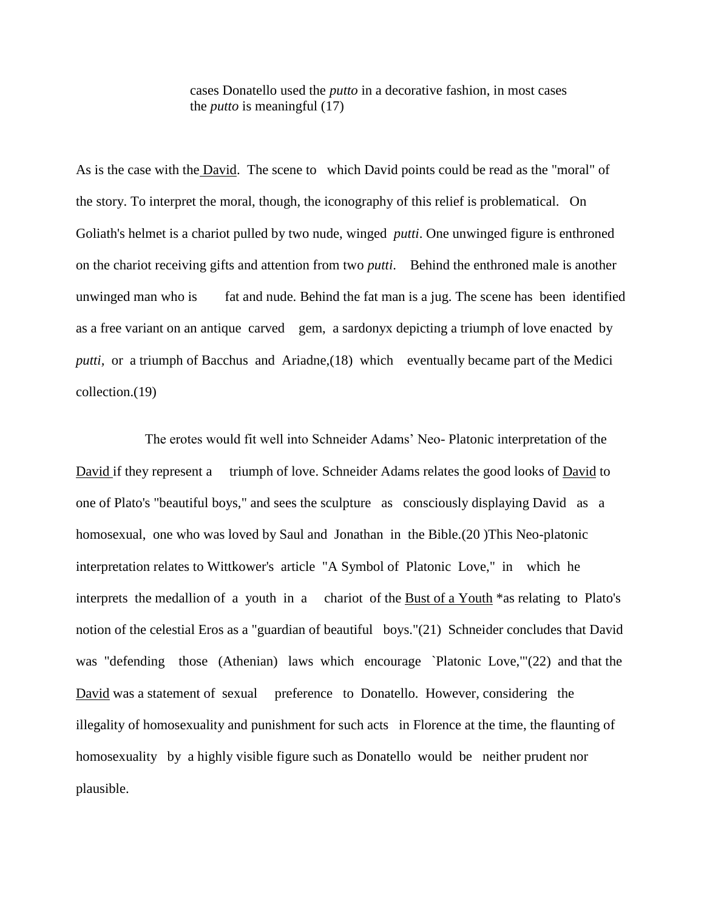> cases Donatello used the *putto* in a decorative fashion, in most cases the *putto* is meaningful (17)

As is the case with the David. The scene to which David points could be read as the "moral" of the story. To interpret the moral, though, the iconography of this relief is problematical. On Goliath's helmet is a chariot pulled by two nude, winged *putti*. One unwinged figure is enthroned on the chariot receiving gifts and attention from two *putti*. Behind the enthroned male is another unwinged man who is fat and nude. Behind the fat man is a jug. The scene has been identified as a free variant on an antique carved gem, a sardonyx depicting a triumph of love enacted by *putti*, or a triumph of Bacchus and Ariadne,(18) which eventually became part of the Medici collection.(19)

The erotes would fit well into Schneider Adams' Neo- Platonic interpretation of the David if they represent a triumph of love. Schneider Adams relates the good looks of David to one of Plato's "beautiful boys," and sees the sculpture as consciously displaying David as a homosexual, one who was loved by Saul and Jonathan in the Bible.(20 )This Neo-platonic interpretation relates to Wittkower's article "A Symbol of Platonic Love," in which he interprets the medallion of a youth in a chariot of the Bust of a Youth *as relating to Plato's notion of the celestial Eros as a "guardian of beautiful boys."(21) Schneider concludes that David was "defending those (Athenian) laws which encourage `Platonic Love,'"(22) and that the David was a statement of sexual preference to Donatello. However, considering the illegality of homosexuality and punishment for such acts in Florence at the time, the flaunting of homosexuality by a highly visible figure such as Donatello would be neither prudent nor plausible.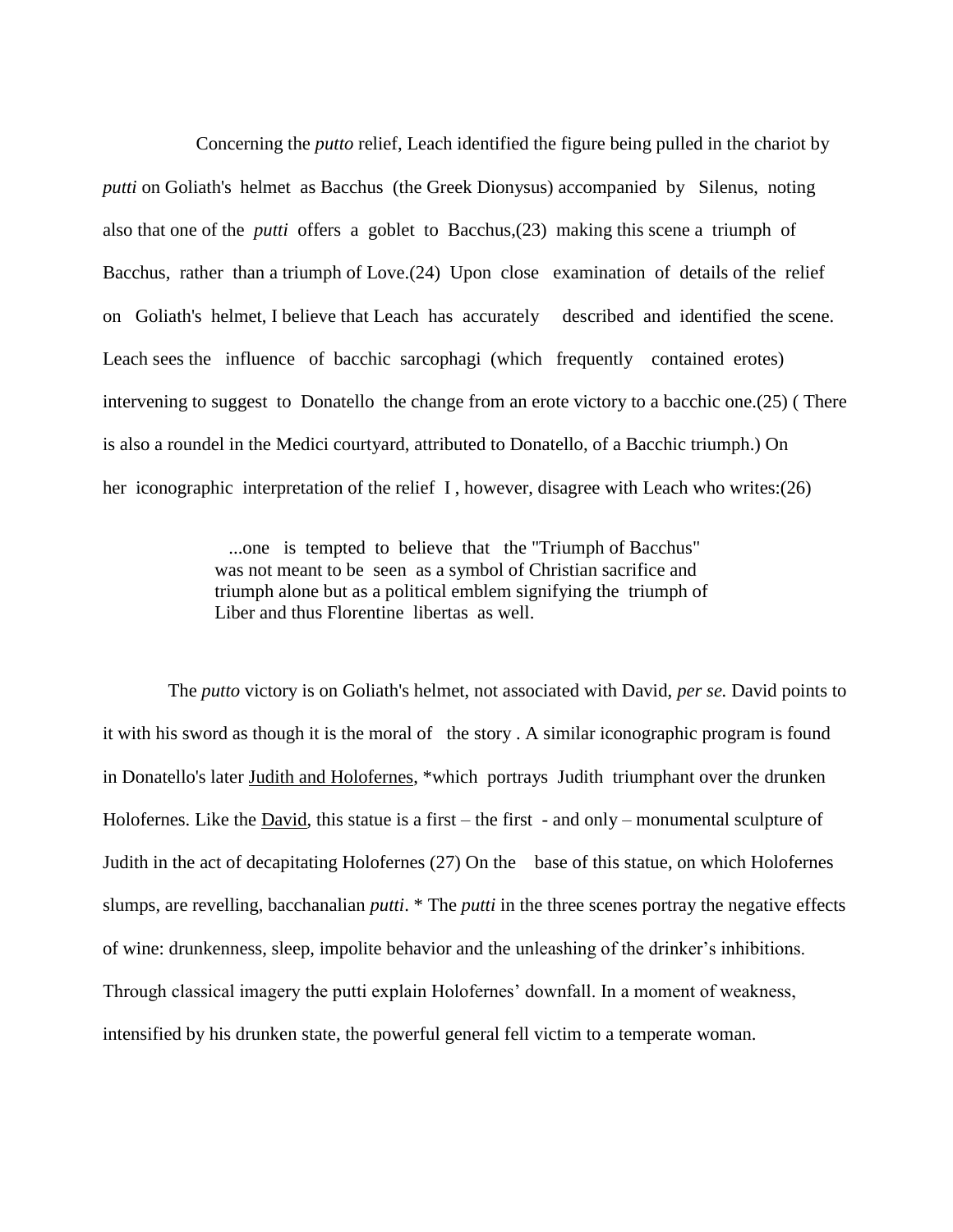Concerning the *putto* relief, Leach identified the figure being pulled in the chariot by *putti* on Goliath's helmet as Bacchus (the Greek Dionysus) accompanied by Silenus, noting also that one of the *putti* offers a goblet to Bacchus,(23) making this scene a triumph of Bacchus, rather than a triumph of Love.(24) Upon close examination of details of the relief on Goliath's helmet, I believe that Leach has accurately described and identified the scene. Leach sees the influence of bacchic sarcophagi (which frequently contained erotes) intervening to suggest to Donatello the change from an erote victory to a bacchic one.(25) ( There is also a roundel in the Medici courtyard, attributed to Donatello, of a Bacchic triumph.) On her iconographic interpretation of the relief I , however, disagree with Leach who writes:(26)

> ...one is tempted to believe that the "Triumph of Bacchus" was not meant to be seen as a symbol of Christian sacrifice and triumph alone but as a political emblem signifying the triumph of Liber and thus Florentine libertas as well.

The *putto* victory is on Goliath's helmet, not associated with David, *per se.* David points to it with his sword as though it is the moral of the story . A similar iconographic program is found in Donatello's later <u>Judith and Holofernes</u>, *which portrays Judith triumphant over the drunken Holofernes. Like the <u>David</u>, this statue is a first – the first - and only – monumental sculpture of Judith in the act of decapitating Holofernes (27) On the base of this statue, on which Holofernes slumps, are revelling, bacchanalian *putti*. * The *putti* in the three scenes portray the negative effects of wine: drunkenness, sleep, impolite behavior and the unleashing of the drinker's inhibitions. Through classical imagery the putti explain Holofernes' downfall. In a moment of weakness, intensified by his drunken state, the powerful general fell victim to a temperate woman.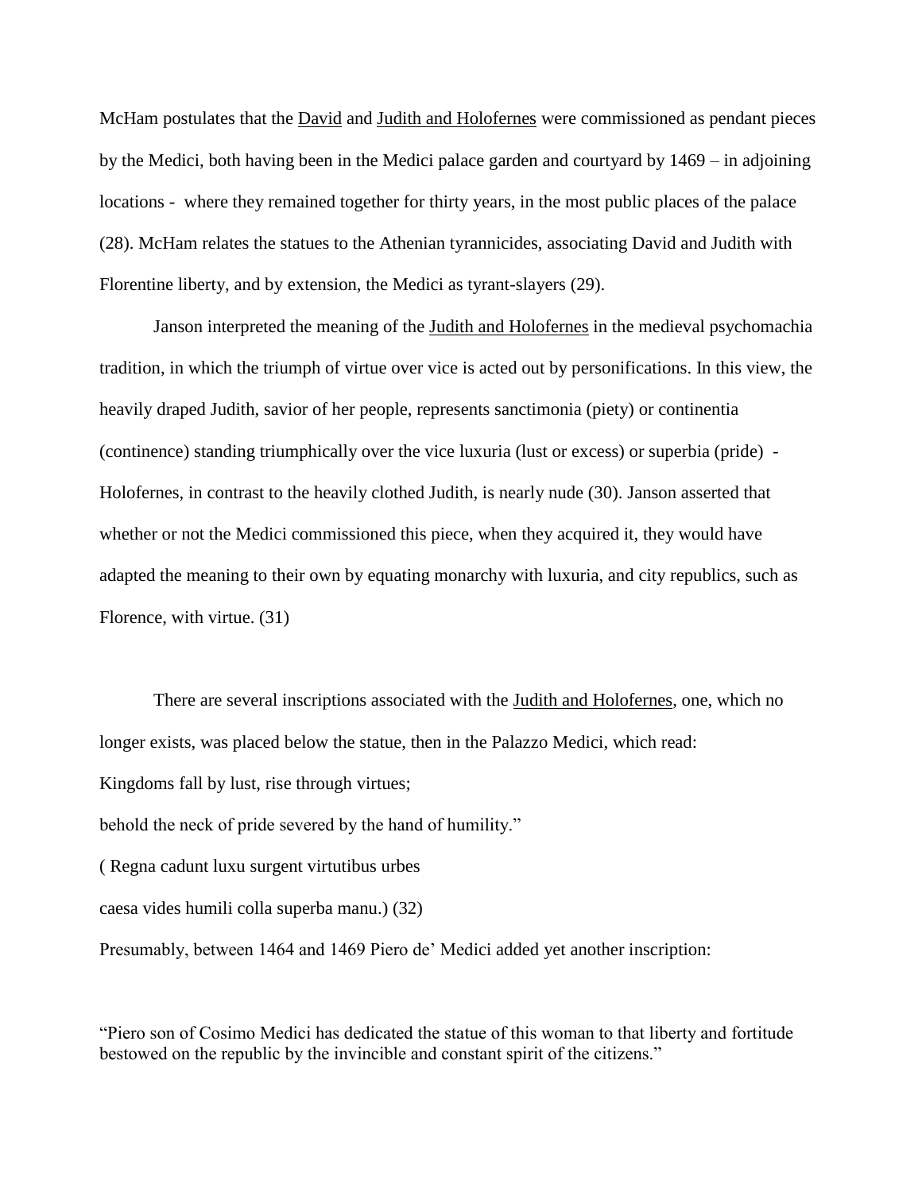McHam postulates that the David and Judith and Holofernes were commissioned as pendant pieces by the Medici, both having been in the Medici palace garden and courtyard by 1469 – in adjoining locations - where they remained together for thirty years, in the most public places of the palace (28). McHam relates the statues to the Athenian tyrannicides, associating David and Judith with Florentine liberty, and by extension, the Medici as tyrant-slayers (29).

Janson interpreted the meaning of the Judith and Holofernes in the medieval psychomachia tradition, in which the triumph of virtue over vice is acted out by personifications. In this view, the heavily draped Judith, savior of her people, represents sanctimonia (piety) or continentia (continence) standing triumphically over the vice luxuria (lust or excess) or superbia (pride) - Holofernes, in contrast to the heavily clothed Judith, is nearly nude (30). Janson asserted that whether or not the Medici commissioned this piece, when they acquired it, they would have adapted the meaning to their own by equating monarchy with luxuria, and city republics, such as Florence, with virtue. (31)

There are several inscriptions associated with the Judith and Holofernes, one, which no longer exists, was placed below the statue, then in the Palazzo Medici, which read:

Kingdoms fall by lust, rise through virtues;

behold the neck of pride severed by the hand of humility."

( Regna cadunt luxu surgent virtutibus urbes

caesa vides humili colla superba manu.) (32)

Presumably, between 1464 and 1469 Piero de' Medici added yet another inscription:

"Piero son of Cosimo Medici has dedicated the statue of this woman to that liberty and fortitude bestowed on the republic by the invincible and constant spirit of the citizens."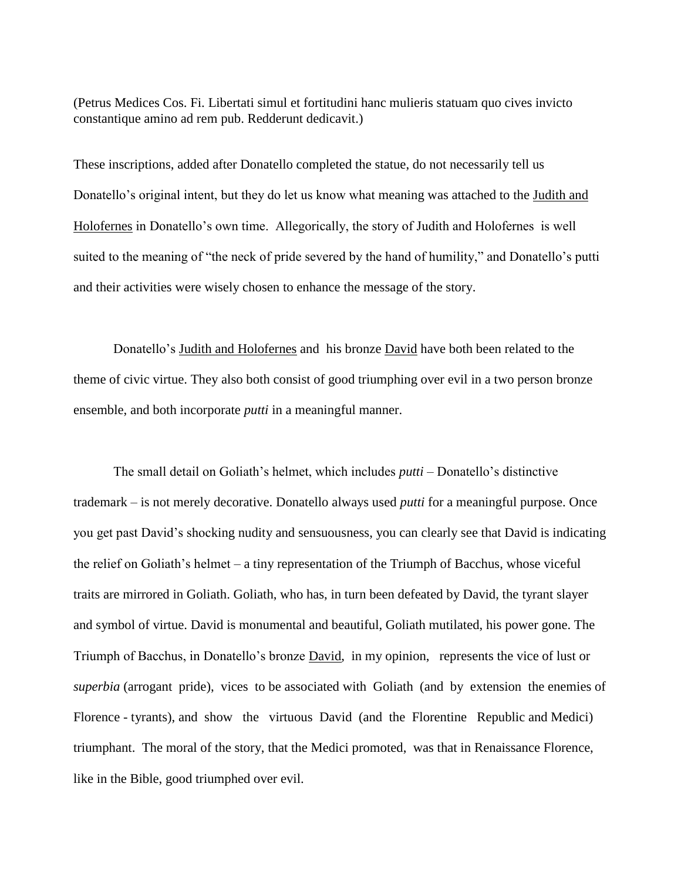(Petrus Medices Cos. Fi. Libertati simul et fortitudini hanc mulieris statuam quo cives invicto constantique amino ad rem pub. Redderunt dedicavit.)

These inscriptions, added after Donatello completed the statue, do not necessarily tell us Donatello's original intent, but they do let us know what meaning was attached to the Judith and Holofernes in Donatello's own time. Allegorically, the story of Judith and Holofernes is well suited to the meaning of "the neck of pride severed by the hand of humility," and Donatello's putti and their activities were wisely chosen to enhance the message of the story.

Donatello's Judith and Holofernes and his bronze David have both been related to the theme of civic virtue. They also both consist of good triumphing over evil in a two person bronze ensemble, and both incorporate *putti* in a meaningful manner.

The small detail on Goliath's helmet, which includes *putti* – Donatello's distinctive trademark – is not merely decorative. Donatello always used *putti* for a meaningful purpose. Once you get past David's shocking nudity and sensuousness, you can clearly see that David is indicating the relief on Goliath's helmet – a tiny representation of the Triumph of Bacchus, whose viceful traits are mirrored in Goliath. Goliath, who has, in turn been defeated by David, the tyrant slayer and symbol of virtue. David is monumental and beautiful, Goliath mutilated, his power gone. The Triumph of Bacchus, in Donatello's bronze David, in my opinion, represents the vice of lust or *superbia* (arrogant pride), vices to be associated with Goliath (and by extension the enemies of Florence - tyrants), and show the virtuous David (and the Florentine Republic and Medici) triumphant. The moral of the story, that the Medici promoted, was that in Renaissance Florence, like in the Bible, good triumphed over evil.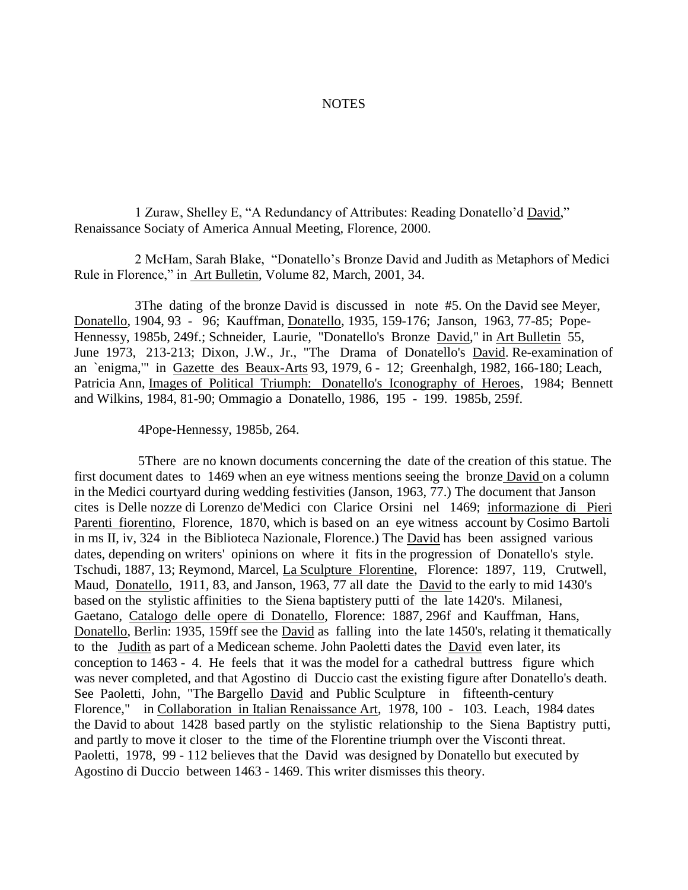# NOTES

1 Zuraw, Shelley E, "A Redundancy of Attributes: Reading Donatello'd David," Renaissance Sociaty of America Annual Meeting, Florence, 2000.

2 McHam, Sarah Blake, "Donatello's Bronze David and Judith as Metaphors of Medici Rule in Florence," in Art Bulletin, Volume 82, March, 2001, 34.

3The dating of the bronze David is discussed in note #5. On the David see Meyer, Donatello, 1904, 93 - 96; Kauffman, Donatello, 1935, 159-176; Janson, 1963, 77-85; Pope-Hennessy, 1985b, 249f.; Schneider, Laurie, "Donatello's Bronze David," in Art Bulletin 55, June 1973, 213-213; Dixon, J.W., Jr., "The Drama of Donatello's David. Re-examination of an `enigma,'" in Gazette des Beaux-Arts 93, 1979, 6 - 12; Greenhalgh, 1982, 166-180; Leach, Patricia Ann, Images of Political Triumph: Donatello's Iconography of Heroes, 1984; Bennett and Wilkins, 1984, 81-90; Ommagio a Donatello, 1986, 195 - 199. 1985b, 259f.

4Pope-Hennessy, 1985b, 264.

5There are no known documents concerning the date of the creation of this statue. The first document dates to 1469 when an eye witness mentions seeing the bronze David on a column in the Medici courtyard during wedding festivities (Janson, 1963, 77.) The document that Janson cites is Delle nozze di Lorenzo de'Medici con Clarice Orsini nel 1469; informazione di Pieri Parenti fiorentino, Florence, 1870, which is based on an eye witness account by Cosimo Bartoli in ms II, iv, 324 in the Biblioteca Nazionale, Florence.) The David has been assigned various dates, depending on writers' opinions on where it fits in the progression of Donatello's style. Tschudi, 1887, 13; Reymond, Marcel, La Sculpture Florentine, Florence: 1897, 119, Crutwell, Maud, Donatello, 1911, 83, and Janson, 1963, 77 all date the David to the early to mid 1430's based on the stylistic affinities to the Siena baptistery putti of the late 1420's. Milanesi, Gaetano, Catalogo delle opere di Donatello, Florence: 1887, 296f and Kauffman, Hans, Donatello, Berlin: 1935, 159ff see the David as falling into the late 1450's, relating it thematically to the Judith as part of a Medicean scheme. John Paoletti dates the David even later, its conception to 1463 - 4. He feels that it was the model for a cathedral buttress figure which was never completed, and that Agostino di Duccio cast the existing figure after Donatello's death. See Paoletti, John, "The Bargello David and Public Sculpture in fifteenth-century Florence," in Collaboration in Italian Renaissance Art, 1978, 100 - 103. Leach, 1984 dates the David to about 1428 based partly on the stylistic relationship to the Siena Baptistry putti, and partly to move it closer to the time of the Florentine triumph over the Visconti threat. Paoletti, 1978, 99 - 112 believes that the David was designed by Donatello but executed by Agostino di Duccio between 1463 - 1469. This writer dismisses this theory.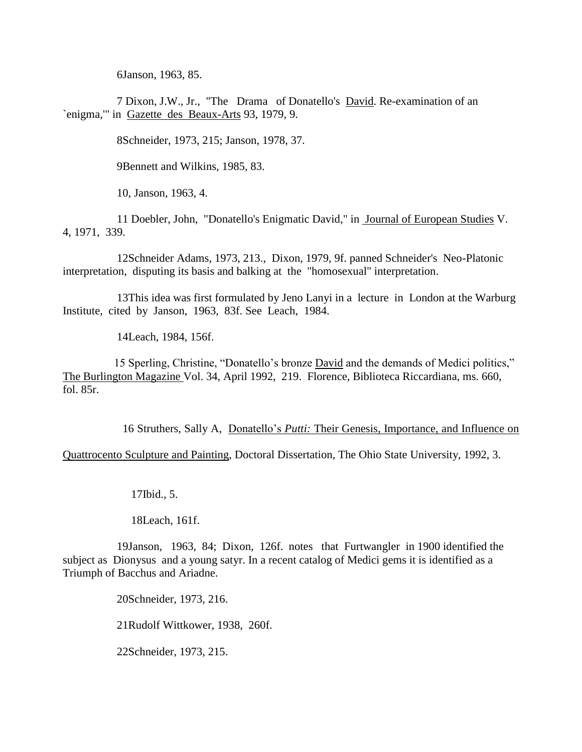6Janson, 1963, 85.

7 Dixon, J.W., Jr., "The Drama of Donatello's David. Re-examination of an `enigma,'" in Gazette des Beaux-Arts 93, 1979, 9.

8Schneider, 1973, 215; Janson, 1978, 37.

9Bennett and Wilkins, 1985, 83.

10, Janson, 1963, 4.

11 Doebler, John, "Donatello's Enigmatic David," in Journal of European Studies V. 4, 1971, 339.

12Schneider Adams, 1973, 213., Dixon, 1979, 9f. panned Schneider's Neo-Platonic interpretation, disputing its basis and balking at the "homosexual" interpretation.

13This idea was first formulated by Jeno Lanyi in a lecture in London at the Warburg Institute, cited by Janson, 1963, 83f. See Leach, 1984.

14Leach, 1984, 156f.

15 Sperling, Christine, "Donatello's bronze David and the demands of Medici politics," The Burlington Magazine Vol. 34, April 1992, 219. Florence, Biblioteca Riccardiana, ms. 660, fol. 85r.

16 Struthers, Sally A, Donatello's *Putti:* Their Genesis, Importance, and Influence on Quattrocento Sculpture and Painting, Doctoral Dissertation, The Ohio State University, 1992, 3.

17Ibid., 5.

18Leach, 161f.

19Janson, 1963, 84; Dixon, 126f. notes that Furtwangler in 1900 identified the subject as Dionysus and a young satyr. In a recent catalog of Medici gems it is identified as a Triumph of Bacchus and Ariadne.

20Schneider, 1973, 216.

21Rudolf Wittkower, 1938, 260f.

22Schneider, 1973, 215.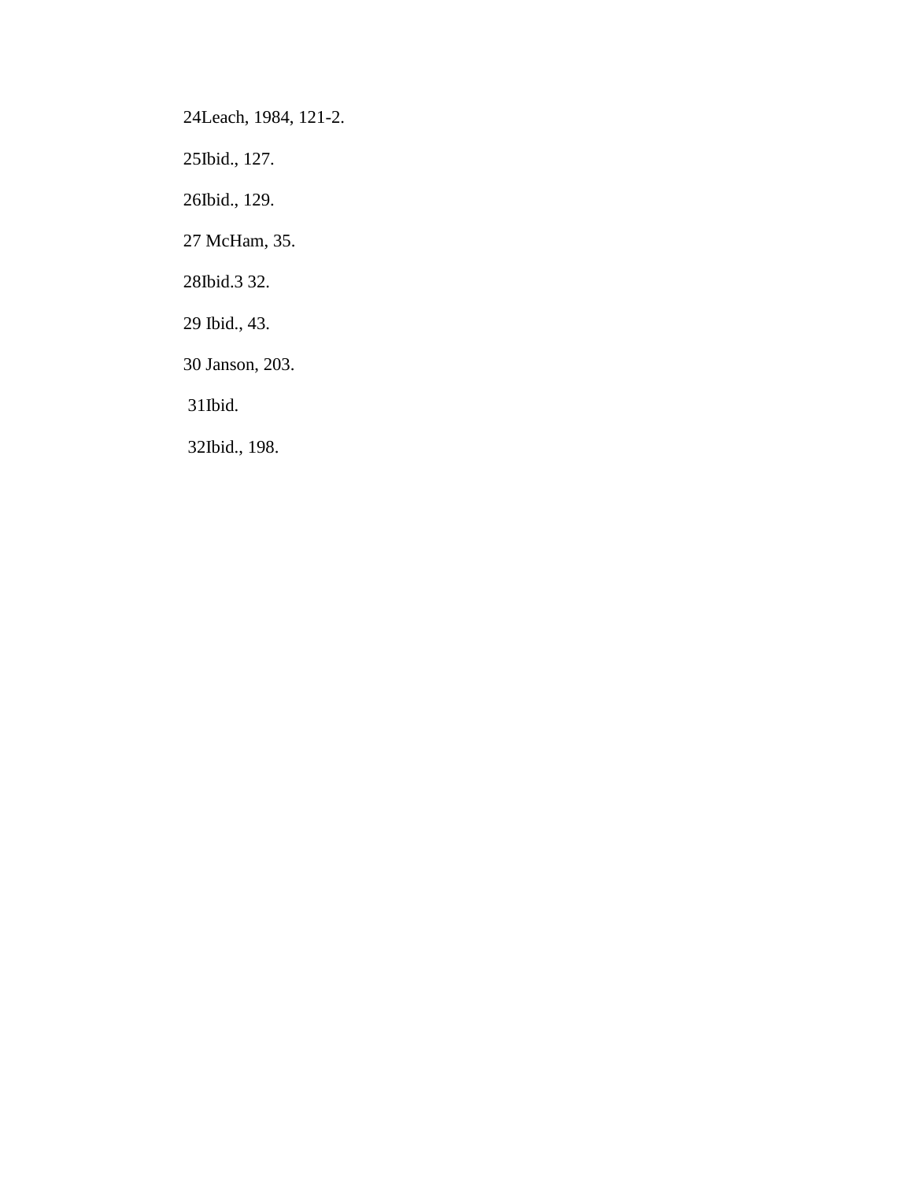24Leach, 1984, 121-2.

25Ibid., 127.

26Ibid., 129.

27 McHam, 35.

28Ibid.3 32.

29 Ibid., 43.

30 Janson, 203.

31Ibid.

32Ibid., 198.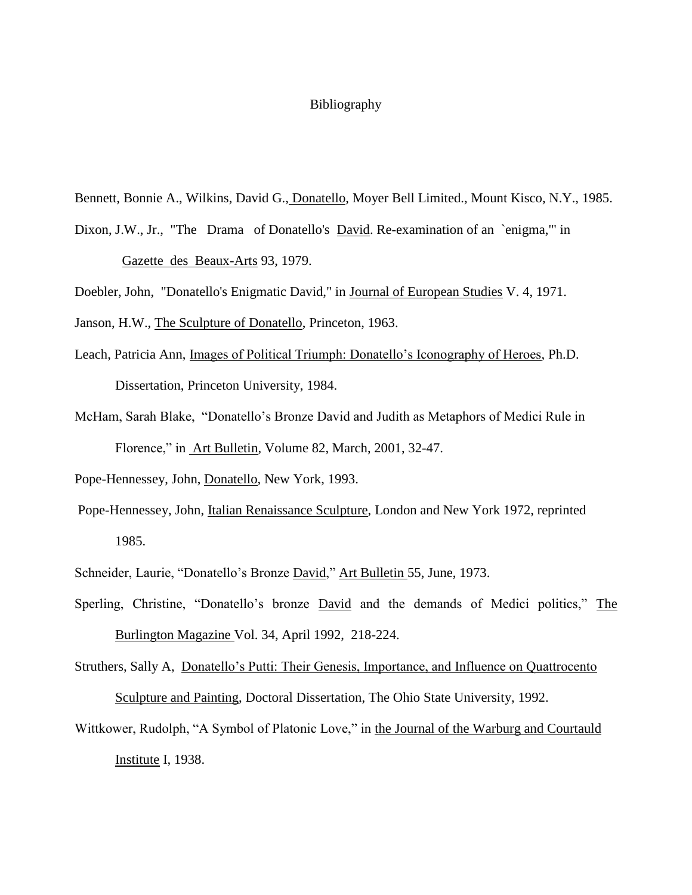# Bibliography

Bennett, Bonnie A., Wilkins, David G., Donatello, Moyer Bell Limited., Mount Kisco, N.Y., 1985.

Dixon, J.W., Jr., "The Drama of Donatello's David. Re-examination of an `enigma,'" in Gazette des Beaux-Arts 93, 1979.

Doebler, John, "Donatello's Enigmatic David," in Journal of European Studies V. 4, 1971.

Janson, H.W., The Sculpture of Donatello, Princeton, 1963.

Leach, Patricia Ann, Images of Political Triumph: Donatello's Iconography of Heroes, Ph.D. Dissertation, Princeton University, 1984.

McHam, Sarah Blake, "Donatello's Bronze David and Judith as Metaphors of Medici Rule in Florence," in Art Bulletin, Volume 82, March, 2001, 32-47.

Pope-Hennessey, John, Donatello, New York, 1993.

Pope-Hennessey, John, Italian Renaissance Sculpture, London and New York 1972, reprinted 1985.

Schneider, Laurie, "Donatello's Bronze David," Art Bulletin 55, June, 1973.

Sperling, Christine, "Donatello's bronze David and the demands of Medici politics," The Burlington Magazine Vol. 34, April 1992, 218-224.

Struthers, Sally A, Donatello's Putti: Their Genesis, Importance, and Influence on Quattrocento Sculpture and Painting, Doctoral Dissertation, The Ohio State University, 1992.

Wittkower, Rudolph, "A Symbol of Platonic Love," in the Journal of the Warburg and Courtauld Institute I, 1938.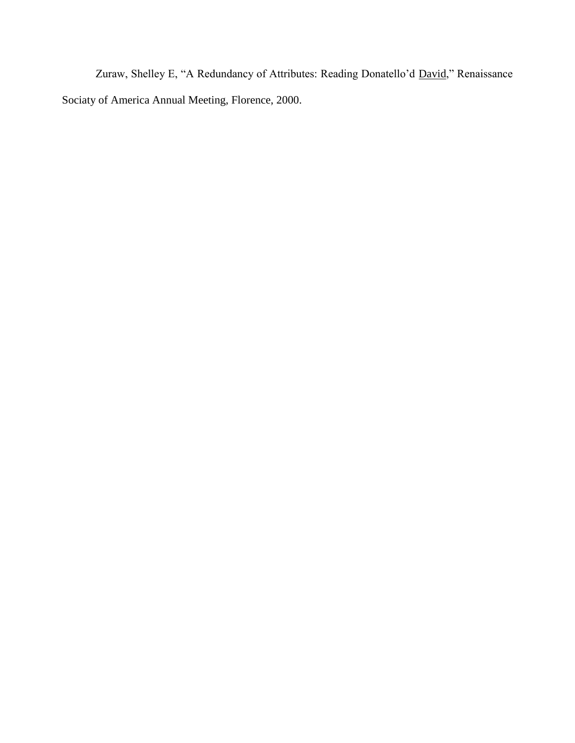Zuraw, Shelley E, "A Redundancy of Attributes: Reading Donatello'd <u>David</u>," Renaissance Sociaty of America Annual Meeting, Florence, 2000.